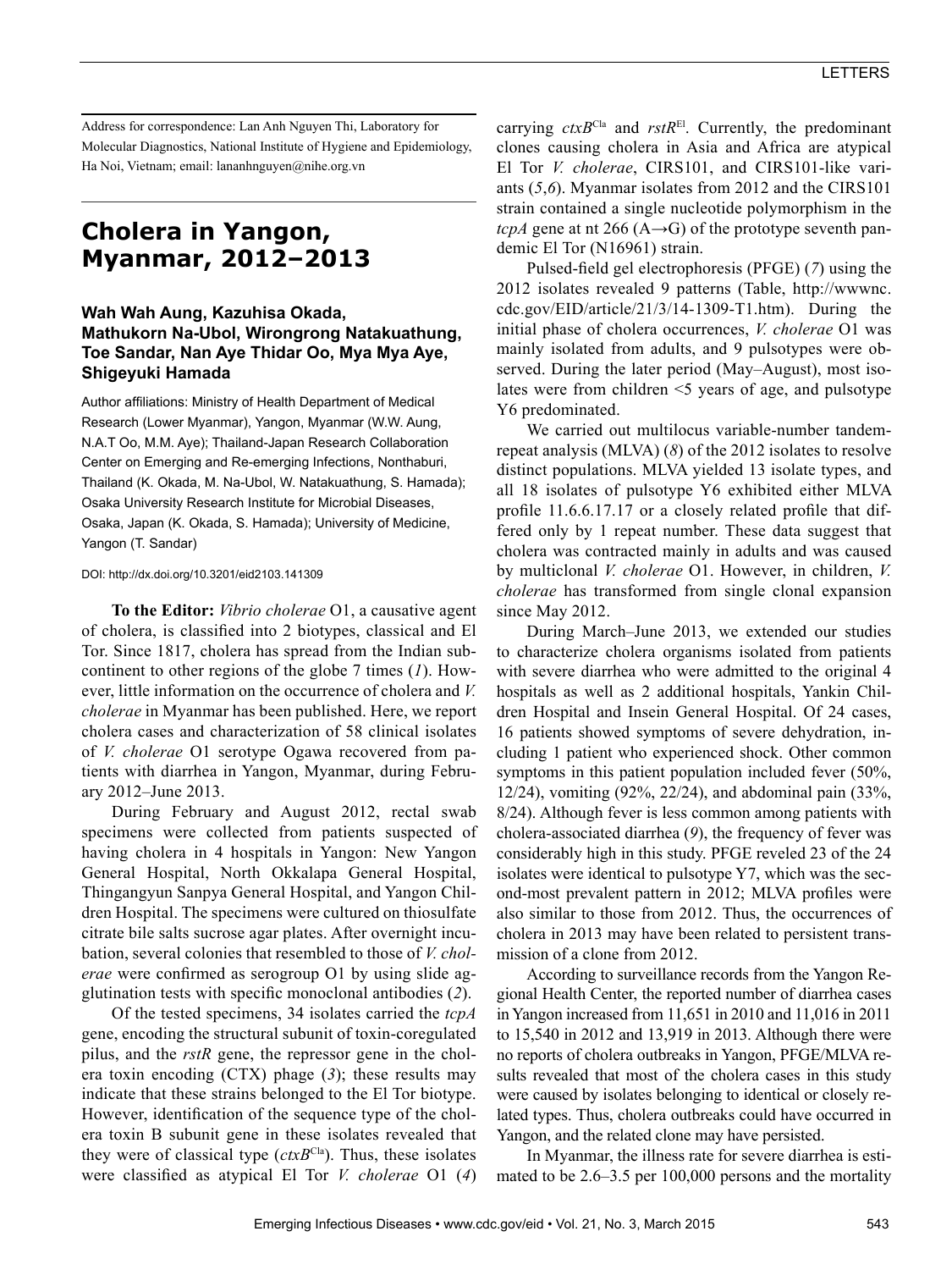Address for correspondence: Lan Anh Nguyen Thi, Laboratory for Molecular Diagnostics, National Institute of Hygiene and Epidemiology, Ha Noi, Vietnam; email: lananhnguyen@nihe.org.vn

# Cholera in Yangon, Myanmar, 2012–2013

**Wah Wah Aung, Kazuhisa Okada, Mathukorn Na-Ubol, Wirongrong Natakuathung, Toe Sandar, Nan Aye Thidar Oo, Mya Mya Aye, Shigeyuki Hamada**

Author affiliations: Ministry of Health Department of Medical Research (Lower Myanmar), Yangon, Myanmar (W.W. Aung, N.A.T Oo, M.M. Aye); Thailand-Japan Research Collaboration Center on Emerging and Re-emerging Infections, Nonthaburi, Thailand (K. Okada, M. Na-Ubol, W. Natakuathung, S. Hamada); Osaka University Research Institute for Microbial Diseases, Osaka, Japan (K. Okada, S. Hamada); University of Medicine, Yangon (T. Sandar)

DOI: http://dx.doi.org/10.3201/eid2103.141309

**To the Editor:** *Vibrio cholerae* O1, a causative agent of cholera, is classified into 2 biotypes, classical and El Tor. Since 1817, cholera has spread from the Indian subcontinent to other regions of the globe 7 times (*1*). However, little information on the occurrence of cholera and *V. cholerae* in Myanmar has been published. Here, we report cholera cases and characterization of 58 clinical isolates of *V. cholerae* O1 serotype Ogawa recovered from patients with diarrhea in Yangon, Myanmar, during February 2012–June 2013.

During February and August 2012, rectal swab specimens were collected from patients suspected of having cholera in 4 hospitals in Yangon: New Yangon General Hospital, North Okkalapa General Hospital, Thingangyun Sanpya General Hospital, and Yangon Children Hospital. The specimens were cultured on thiosulfate citrate bile salts sucrose agar plates. After overnight incubation, several colonies that resembled to those of *V. cholerae* were confirmed as serogroup O1 by using slide agglutination tests with specific monoclonal antibodies (*2*).

Of the tested specimens, 34 isolates carried the *tcpA* gene, encoding the structural subunit of toxin-coregulated pilus, and the *rstR* gene, the repressor gene in the cholera toxin encoding (CTX) phage (*3*); these results may indicate that these strains belonged to the El Tor biotype. However, identification of the sequence type of the cholera toxin B subunit gene in these isolates revealed that they were of classical type (*ctxB*$^{Cla}$). Thus, these isolates were classified as atypical El Tor *V. cholerae* O1 (*4*) carrying *ctxB*$^{Cla}$ and *rstR*$^{El}$. Currently, the predominant clones causing cholera in Asia and Africa are atypical El Tor *V. cholerae*, CIRS101, and CIRS101-like variants (*5*,*6*). Myanmar isolates from 2012 and the CIRS101 strain contained a single nucleotide polymorphism in the *tcpA* gene at nt 266 (A→G) of the prototype seventh pandemic El Tor (N16961) strain.

Pulsed-field gel electrophoresis (PFGE) (*7*) using the 2012 isolates revealed 9 patterns (Table, http://wwwnc.cdc.gov/EID/article/21/3/14-1309-T1.htm). During the initial phase of cholera occurrences, *V. cholerae* O1 was mainly isolated from adults, and 9 pulsotypes were observed. During the later period (May–August), most isolates were from children <5 years of age, and pulsotype Y6 predominated.

We carried out multilocus variable-number tandem-repeat analysis (MLVA) (*8*) of the 2012 isolates to resolve distinct populations. MLVA yielded 13 isolate types, and all 18 isolates of pulsotype Y6 exhibited either MLVA profile 11.6.6.17.17 or a closely related profile that differed only by 1 repeat number. These data suggest that cholera was contracted mainly in adults and was caused by multiclonal *V. cholerae* O1. However, in children, *V. cholerae* has transformed from single clonal expansion since May 2012.

During March–June 2013, we extended our studies to characterize cholera organisms isolated from patients with severe diarrhea who were admitted to the original 4 hospitals as well as 2 additional hospitals, Yankin Children Hospital and Insein General Hospital. Of 24 cases, 16 patients showed symptoms of severe dehydration, including 1 patient who experienced shock. Other common symptoms in this patient population included fever (50%, 12/24), vomiting (92%, 22/24), and abdominal pain (33%, 8/24). Although fever is less common among patients with cholera-associated diarrhea (*9*), the frequency of fever was considerably high in this study. PFGE reveled 23 of the 24 isolates were identical to pulsotype Y7, which was the second-most prevalent pattern in 2012; MLVA profiles were also similar to those from 2012. Thus, the occurrences of cholera in 2013 may have been related to persistent transmission of a clone from 2012.

According to surveillance records from the Yangon Regional Health Center, the reported number of diarrhea cases in Yangon increased from 11,651 in 2010 and 11,016 in 2011 to 15,540 in 2012 and 13,919 in 2013. Although there were no reports of cholera outbreaks in Yangon, PFGE/MLVA results revealed that most of the cholera cases in this study were caused by isolates belonging to identical or closely related types. Thus, cholera outbreaks could have occurred in Yangon, and the related clone may have persisted.

In Myanmar, the illness rate for severe diarrhea is estimated to be 2.6–3.5 per 100,000 persons and the mortality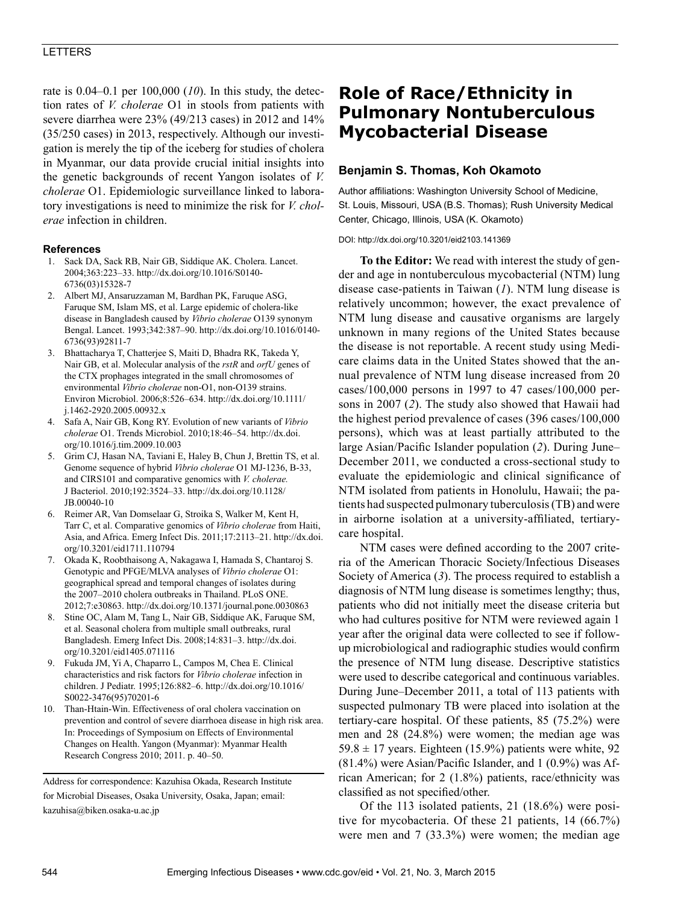rate is 0.04–0.1 per 100,000 (*10*). In this study, the detection rates of *V. cholerae* O1 in stools from patients with severe diarrhea were 23% (49/213 cases) in 2012 and 14% (35/250 cases) in 2013, respectively. Although our investigation is merely the tip of the iceberg for studies of cholera in Myanmar, our data provide crucial initial insights into the genetic backgrounds of recent Yangon isolates of *V. cholerae* O1. Epidemiologic surveillance linked to laboratory investigations is need to minimize the risk for *V. cholerae* infection in children.

#### References

1. Sack DA, Sack RB, Nair GB, Siddique AK. Cholera. Lancet. 2004;363:223–33. http://dx.doi.org/10.1016/S0140-6736(03)15328-7
2. Albert MJ, Ansaruzzaman M, Bardhan PK, Faruque ASG, Faruque SM, Islam MS, et al. Large epidemic of cholera-like disease in Bangladesh caused by *Vibrio cholerae* O139 synonym Bengal. Lancet. 1993;342:387–90. http://dx.doi.org/10.1016/0140-6736(93)92811-7
3. Bhattacharya T, Chatterjee S, Maiti D, Bhadra RK, Takeda Y, Nair GB, et al. Molecular analysis of the *rstR* and *orfU* genes of the CTX prophages integrated in the small chromosomes of environmental *Vibrio cholerae* non-O1, non-O139 strains. Environ Microbiol. 2006;8:526–634. http://dx.doi.org/10.1111/j.1462-2920.2005.00932.x
4. Safa A, Nair GB, Kong RY. Evolution of new variants of *Vibrio cholerae* O1. Trends Microbiol. 2010;18:46–54. http://dx.doi.org/10.1016/j.tim.2009.10.003
5. Grim CJ, Hasan NA, Taviani E, Haley B, Chun J, Brettin TS, et al. Genome sequence of hybrid *Vibrio cholerae* O1 MJ-1236, B-33, and CIRS101 and comparative genomics with *V. cholerae.* J Bacteriol. 2010;192:3524–33. http://dx.doi.org/10.1128/JB.00040-10
6. Reimer AR, Van Domselaar G, Stroika S, Walker M, Kent H, Tarr C, et al. Comparative genomics of *Vibrio cholerae* from Haiti, Asia, and Africa. Emerg Infect Dis. 2011;17:2113–21. http://dx.doi.org/10.3201/eid1711.110794
7. Okada K, Roobthaisong A, Nakagawa I, Hamada S, Chantaroj S. Genotypic and PFGE/MLVA analyses of *Vibrio cholerae* O1: geographical spread and temporal changes of isolates during the 2007–2010 cholera outbreaks in Thailand. PLoS ONE. 2012;7:e30863. http://dx.doi.org/10.1371/journal.pone.0030863
8. Stine OC, Alam M, Tang L, Nair GB, Siddique AK, Faruque SM, et al. Seasonal cholera from multiple small outbreaks, rural Bangladesh. Emerg Infect Dis. 2008;14:831–3. http://dx.doi.org/10.3201/eid1405.071116
9. Fukuda JM, Yi A, Chaparro L, Campos M, Chea E. Clinical characteristics and risk factors for *Vibrio cholerae* infection in children. J Pediatr. 1995;126:882–6. http://dx.doi.org/10.1016/S0022-3476(95)70201-6
10. Than-Htain-Win. Effectiveness of oral cholera vaccination on prevention and control of severe diarrhoea disease in high risk area. In: Proceedings of Symposium on Effects of Environmental Changes on Health. Yangon (Myanmar): Myanmar Health Research Congress 2010; 2011. p. 40–50.

Address for correspondence: Kazuhisa Okada, Research Institute for Microbial Diseases, Osaka University, Osaka, Japan; email: kazuhisa@biken.osaka-u.ac.jp

# Role of Race/Ethnicity in Pulmonary Nontuberculous Mycobacterial Disease

**Benjamin S. Thomas, Koh Okamoto**

Author affiliations: Washington University School of Medicine, St. Louis, Missouri, USA (B.S. Thomas); Rush University Medical Center, Chicago, Illinois, USA (K. Okamoto)

DOI: http://dx.doi.org/10.3201/eid2103.141369

**To the Editor:** We read with interest the study of gender and age in nontuberculous mycobacterial (NTM) lung disease case-patients in Taiwan (*1*). NTM lung disease is relatively uncommon; however, the exact prevalence of NTM lung disease and causative organisms are largely unknown in many regions of the United States because the disease is not reportable. A recent study using Medicare claims data in the United States showed that the annual prevalence of NTM lung disease increased from 20 cases/100,000 persons in 1997 to 47 cases/100,000 persons in 2007 (*2*). The study also showed that Hawaii had the highest period prevalence of cases (396 cases/100,000 persons), which was at least partially attributed to the large Asian/Pacific Islander population (*2*). During June–December 2011, we conducted a cross-sectional study to evaluate the epidemiologic and clinical significance of NTM isolated from patients in Honolulu, Hawaii; the patients had suspected pulmonary tuberculosis (TB) and were in airborne isolation at a university-affiliated, tertiary-care hospital.

NTM cases were defined according to the 2007 criteria of the American Thoracic Society/Infectious Diseases Society of America (*3*). The process required to establish a diagnosis of NTM lung disease is sometimes lengthy; thus, patients who did not initially meet the disease criteria but who had cultures positive for NTM were reviewed again 1 year after the original data were collected to see if follow-up microbiological and radiographic studies would confirm the presence of NTM lung disease. Descriptive statistics were used to describe categorical and continuous variables. During June–December 2011, a total of 113 patients with suspected pulmonary TB were placed into isolation at the tertiary-care hospital. Of these patients, 85 (75.2%) were men and 28 (24.8%) were women; the median age was $59.8 \pm 17$ years. Eighteen (15.9%) patients were white, 92 (81.4%) were Asian/Pacific Islander, and 1 (0.9%) was African American; for 2 (1.8%) patients, race/ethnicity was classified as not specified/other.

Of the 113 isolated patients, 21 (18.6%) were positive for mycobacteria. Of these 21 patients, 14 (66.7%) were men and 7 (33.3%) were women; the median age